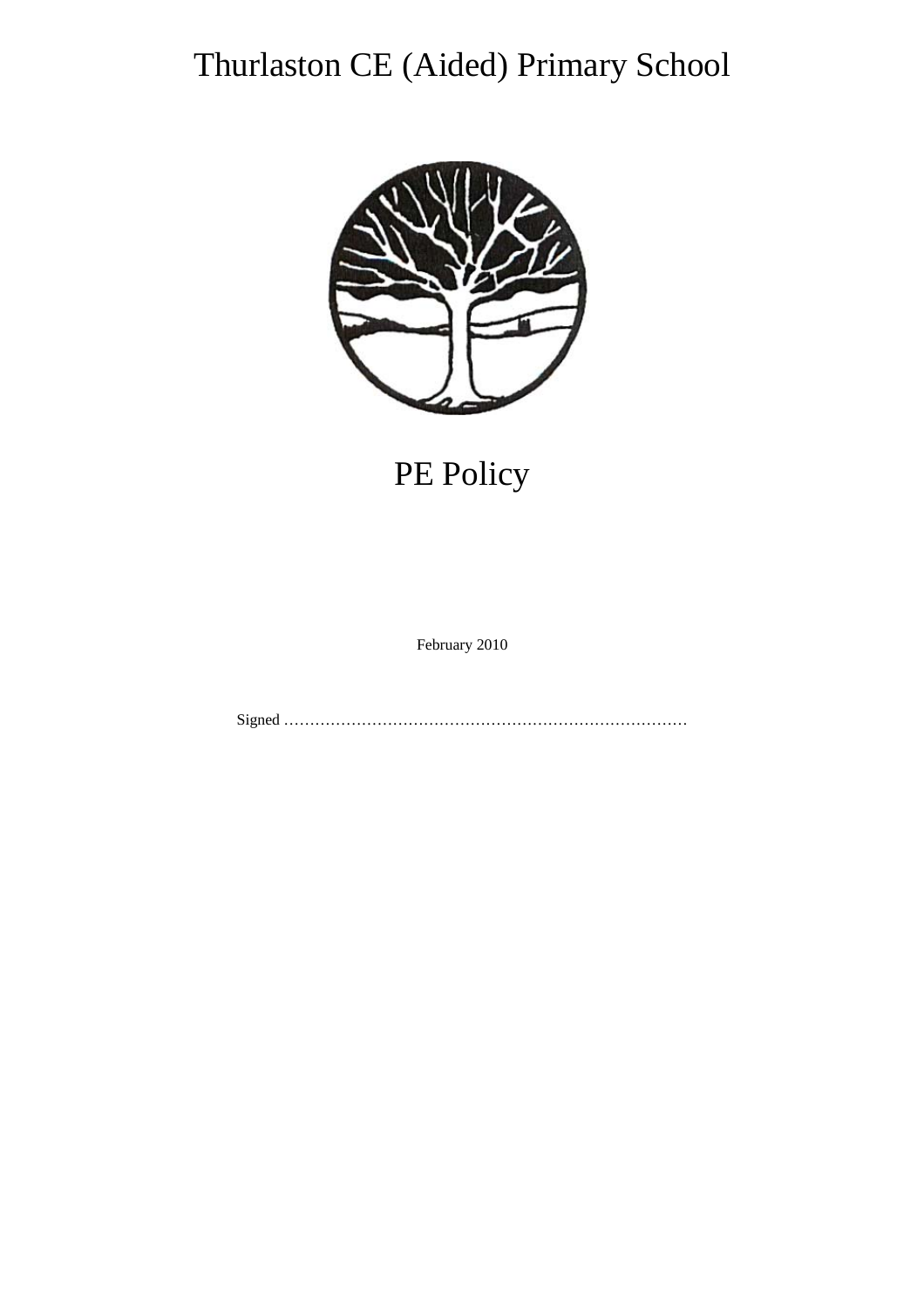# Thurlaston CE (Aided) Primary School

# PE Policy

February 2010

Signed ……………………………………………………………………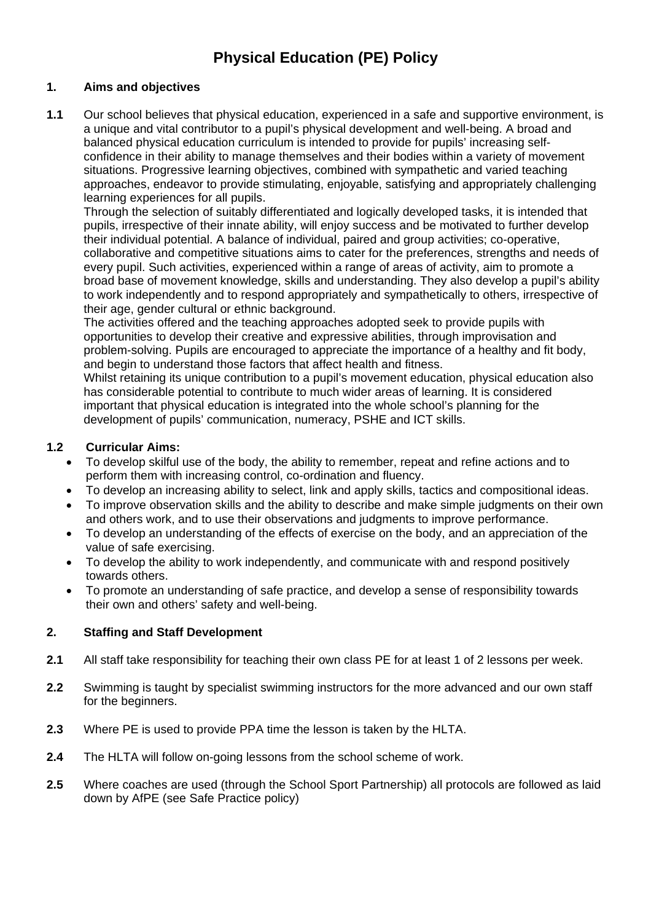# Physical Education (PE) Policy

## 1. Aims and objectives

**1.1** Our school believes that physical education, experienced in a safe and supportive environment, is a unique and vital contributor to a pupil's physical development and well-being. A broad and balanced physical education curriculum is intended to provide for pupils' increasing self-confidence in their ability to manage themselves and their bodies within a variety of movement situations. Progressive learning objectives, combined with sympathetic and varied teaching approaches, endeavor to provide stimulating, enjoyable, satisfying and appropriately challenging learning experiences for all pupils.

Through the selection of suitably differentiated and logically developed tasks, it is intended that pupils, irrespective of their innate ability, will enjoy success and be motivated to further develop their individual potential. A balance of individual, paired and group activities; co-operative, collaborative and competitive situations aims to cater for the preferences, strengths and needs of every pupil. Such activities, experienced within a range of areas of activity, aim to promote a broad base of movement knowledge, skills and understanding. They also develop a pupil's ability to work independently and to respond appropriately and sympathetically to others, irrespective of their age, gender cultural or ethnic background.

The activities offered and the teaching approaches adopted seek to provide pupils with opportunities to develop their creative and expressive abilities, through improvisation and problem-solving. Pupils are encouraged to appreciate the importance of a healthy and fit body, and begin to understand those factors that affect health and fitness.

Whilst retaining its unique contribution to a pupil's movement education, physical education also has considerable potential to contribute to much wider areas of learning. It is considered important that physical education is integrated into the whole school's planning for the development of pupils' communication, numeracy, PSHE and ICT skills.

**1.2 Curricular Aims:**

- To develop skilful use of the body, the ability to remember, repeat and refine actions and to perform them with increasing control, co-ordination and fluency.
- To develop an increasing ability to select, link and apply skills, tactics and compositional ideas.
- To improve observation skills and the ability to describe and make simple judgments on their own and others work, and to use their observations and judgments to improve performance.
- To develop an understanding of the effects of exercise on the body, and an appreciation of the value of safe exercising.
- To develop the ability to work independently, and communicate with and respond positively towards others.
- To promote an understanding of safe practice, and develop a sense of responsibility towards their own and others' safety and well-being.

## 2. Staffing and Staff Development

**2.1** All staff take responsibility for teaching their own class PE for at least 1 of 2 lessons per week.

**2.2** Swimming is taught by specialist swimming instructors for the more advanced and our own staff for the beginners.

**2.3** Where PE is used to provide PPA time the lesson is taken by the HLTA.

**2.4** The HLTA will follow on-going lessons from the school scheme of work.

**2.5** Where coaches are used (through the School Sport Partnership) all protocols are followed as laid down by AfPE (see Safe Practice policy)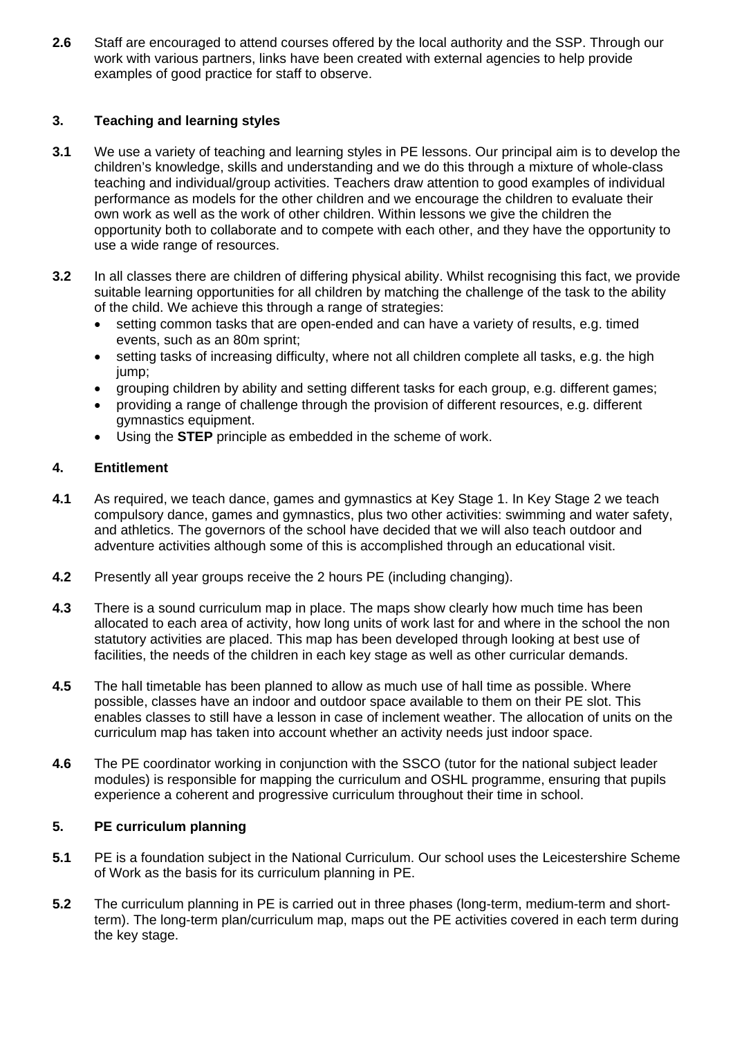**2.6** Staff are encouraged to attend courses offered by the local authority and the SSP. Through our work with various partners, links have been created with external agencies to help provide examples of good practice for staff to observe.

## 3. Teaching and learning styles

**3.1** We use a variety of teaching and learning styles in PE lessons. Our principal aim is to develop the children's knowledge, skills and understanding and we do this through a mixture of whole-class teaching and individual/group activities. Teachers draw attention to good examples of individual performance as models for the other children and we encourage the children to evaluate their own work as well as the work of other children. Within lessons we give the children the opportunity both to collaborate and to compete with each other, and they have the opportunity to use a wide range of resources.

**3.2** In all classes there are children of differing physical ability. Whilst recognising this fact, we provide suitable learning opportunities for all children by matching the challenge of the task to the ability of the child. We achieve this through a range of strategies:

- setting common tasks that are open-ended and can have a variety of results, e.g. timed events, such as an 80m sprint;
- setting tasks of increasing difficulty, where not all children complete all tasks, e.g. the high jump;
- grouping children by ability and setting different tasks for each group, e.g. different games;
- providing a range of challenge through the provision of different resources, e.g. different gymnastics equipment.
- Using the **STEP** principle as embedded in the scheme of work.

## 4. Entitlement

**4.1** As required, we teach dance, games and gymnastics at Key Stage 1. In Key Stage 2 we teach compulsory dance, games and gymnastics, plus two other activities: swimming and water safety, and athletics. The governors of the school have decided that we will also teach outdoor and adventure activities although some of this is accomplished through an educational visit.

**4.2** Presently all year groups receive the 2 hours PE (including changing).

**4.3** There is a sound curriculum map in place. The maps show clearly how much time has been allocated to each area of activity, how long units of work last for and where in the school the non statutory activities are placed. This map has been developed through looking at best use of facilities, the needs of the children in each key stage as well as other curricular demands.

**4.5** The hall timetable has been planned to allow as much use of hall time as possible. Where possible, classes have an indoor and outdoor space available to them on their PE slot. This enables classes to still have a lesson in case of inclement weather. The allocation of units on the curriculum map has taken into account whether an activity needs just indoor space.

**4.6** The PE coordinator working in conjunction with the SSCO (tutor for the national subject leader modules) is responsible for mapping the curriculum and OSHL programme, ensuring that pupils experience a coherent and progressive curriculum throughout their time in school.

## 5. PE curriculum planning

**5.1** PE is a foundation subject in the National Curriculum. Our school uses the Leicestershire Scheme of Work as the basis for its curriculum planning in PE.

**5.2** The curriculum planning in PE is carried out in three phases (long-term, medium-term and short-term). The long-term plan/curriculum map, maps out the PE activities covered in each term during the key stage.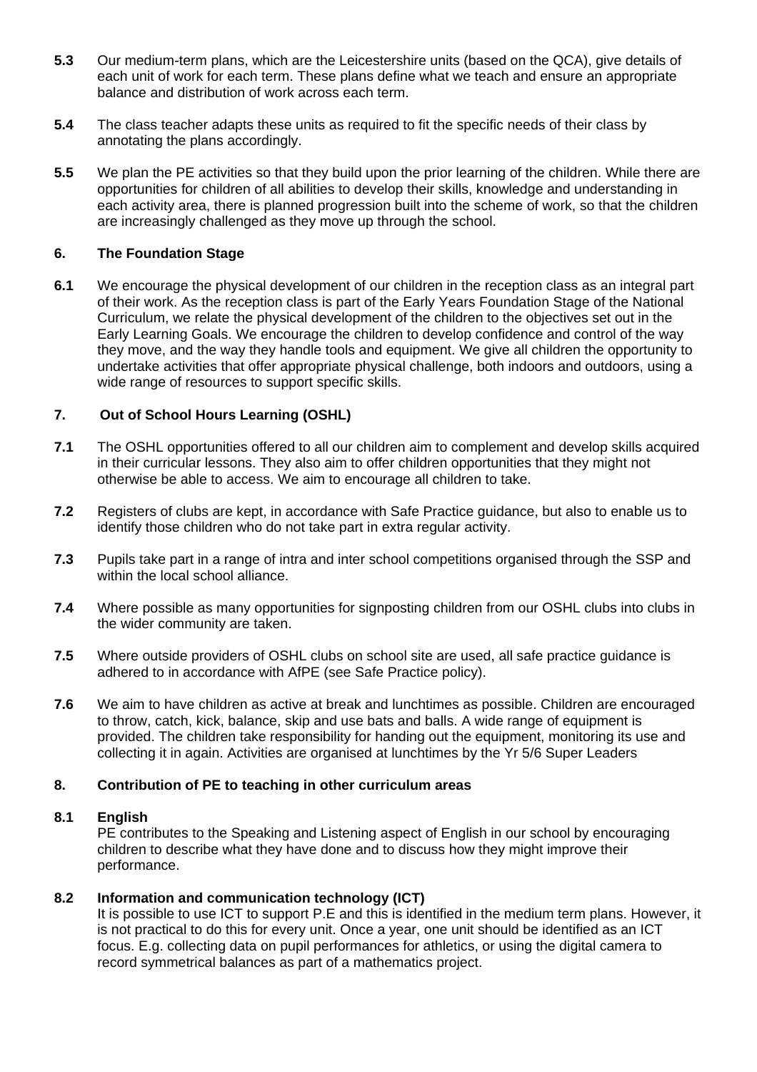**5.3** Our medium-term plans, which are the Leicestershire units (based on the QCA), give details of each unit of work for each term. These plans define what we teach and ensure an appropriate balance and distribution of work across each term.

**5.4** The class teacher adapts these units as required to fit the specific needs of their class by annotating the plans accordingly.

**5.5** We plan the PE activities so that they build upon the prior learning of the children. While there are opportunities for children of all abilities to develop their skills, knowledge and understanding in each activity area, there is planned progression built into the scheme of work, so that the children are increasingly challenged as they move up through the school.

## 6. The Foundation Stage

**6.1** We encourage the physical development of our children in the reception class as an integral part of their work. As the reception class is part of the Early Years Foundation Stage of the National Curriculum, we relate the physical development of the children to the objectives set out in the Early Learning Goals. We encourage the children to develop confidence and control of the way they move, and the way they handle tools and equipment. We give all children the opportunity to undertake activities that offer appropriate physical challenge, both indoors and outdoors, using a wide range of resources to support specific skills.

## 7. Out of School Hours Learning (OSHL)

**7.1** The OSHL opportunities offered to all our children aim to complement and develop skills acquired in their curricular lessons. They also aim to offer children opportunities that they might not otherwise be able to access. We aim to encourage all children to take.

**7.2** Registers of clubs are kept, in accordance with Safe Practice guidance, but also to enable us to identify those children who do not take part in extra regular activity.

**7.3** Pupils take part in a range of intra and inter school competitions organised through the SSP and within the local school alliance.

**7.4** Where possible as many opportunities for signposting children from our OSHL clubs into clubs in the wider community are taken.

**7.5** Where outside providers of OSHL clubs on school site are used, all safe practice guidance is adhered to in accordance with AfPE (see Safe Practice policy).

**7.6** We aim to have children as active at break and lunchtimes as possible. Children are encouraged to throw, catch, kick, balance, skip and use bats and balls. A wide range of equipment is provided. The children take responsibility for handing out the equipment, monitoring its use and collecting it in again. Activities are organised at lunchtimes by the Yr 5/6 Super Leaders

## 8. Contribution of PE to teaching in other curriculum areas

### 8.1 English

PE contributes to the Speaking and Listening aspect of English in our school by encouraging children to describe what they have done and to discuss how they might improve their performance.

### 8.2 Information and communication technology (ICT)

It is possible to use ICT to support P.E and this is identified in the medium term plans. However, it is not practical to do this for every unit. Once a year, one unit should be identified as an ICT focus. E.g. collecting data on pupil performances for athletics, or using the digital camera to record symmetrical balances as part of a mathematics project.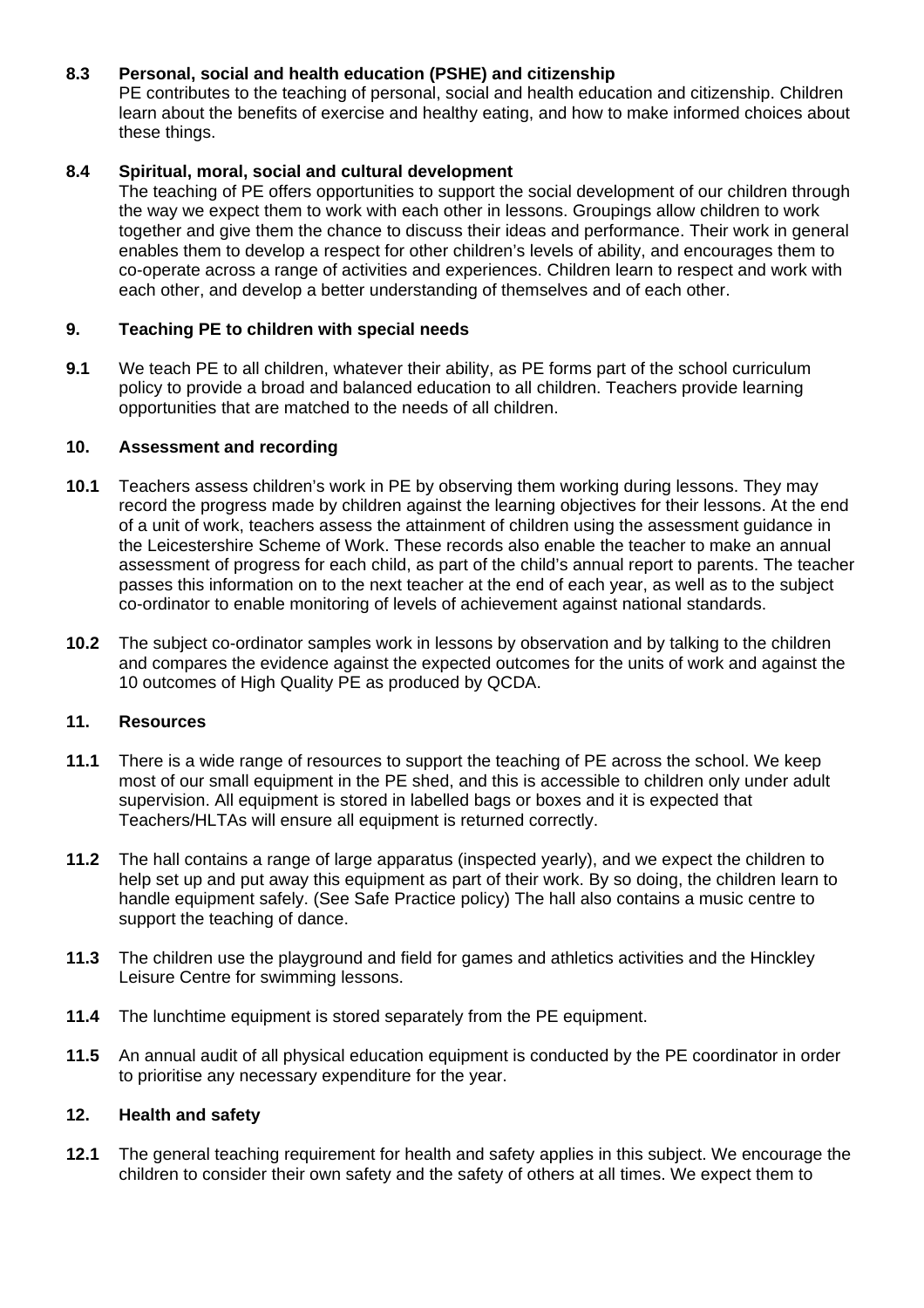**8.3 Personal, social and health education (PSHE) and citizenship**

PE contributes to the teaching of personal, social and health education and citizenship. Children learn about the benefits of exercise and healthy eating, and how to make informed choices about these things.

**8.4 Spiritual, moral, social and cultural development**

The teaching of PE offers opportunities to support the social development of our children through the way we expect them to work with each other in lessons. Groupings allow children to work together and give them the chance to discuss their ideas and performance. Their work in general enables them to develop a respect for other children's levels of ability, and encourages them to co-operate across a range of activities and experiences. Children learn to respect and work with each other, and develop a better understanding of themselves and of each other.

## 9. Teaching PE to children with special needs

**9.1** We teach PE to all children, whatever their ability, as PE forms part of the school curriculum policy to provide a broad and balanced education to all children. Teachers provide learning opportunities that are matched to the needs of all children.

## 10. Assessment and recording

**10.1** Teachers assess children's work in PE by observing them working during lessons. They may record the progress made by children against the learning objectives for their lessons. At the end of a unit of work, teachers assess the attainment of children using the assessment guidance in the Leicestershire Scheme of Work. These records also enable the teacher to make an annual assessment of progress for each child, as part of the child's annual report to parents. The teacher passes this information on to the next teacher at the end of each year, as well as to the subject co-ordinator to enable monitoring of levels of achievement against national standards.

**10.2** The subject co-ordinator samples work in lessons by observation and by talking to the children and compares the evidence against the expected outcomes for the units of work and against the 10 outcomes of High Quality PE as produced by QCDA.

## 11. Resources

**11.1** There is a wide range of resources to support the teaching of PE across the school. We keep most of our small equipment in the PE shed, and this is accessible to children only under adult supervision. All equipment is stored in labelled bags or boxes and it is expected that Teachers/HLTAs will ensure all equipment is returned correctly.

**11.2** The hall contains a range of large apparatus (inspected yearly), and we expect the children to help set up and put away this equipment as part of their work. By so doing, the children learn to handle equipment safely. (See Safe Practice policy) The hall also contains a music centre to support the teaching of dance.

**11.3** The children use the playground and field for games and athletics activities and the Hinckley Leisure Centre for swimming lessons.

**11.4** The lunchtime equipment is stored separately from the PE equipment.

**11.5** An annual audit of all physical education equipment is conducted by the PE coordinator in order to prioritise any necessary expenditure for the year.

## 12. Health and safety

**12.1** The general teaching requirement for health and safety applies in this subject. We encourage the children to consider their own safety and the safety of others at all times. We expect them to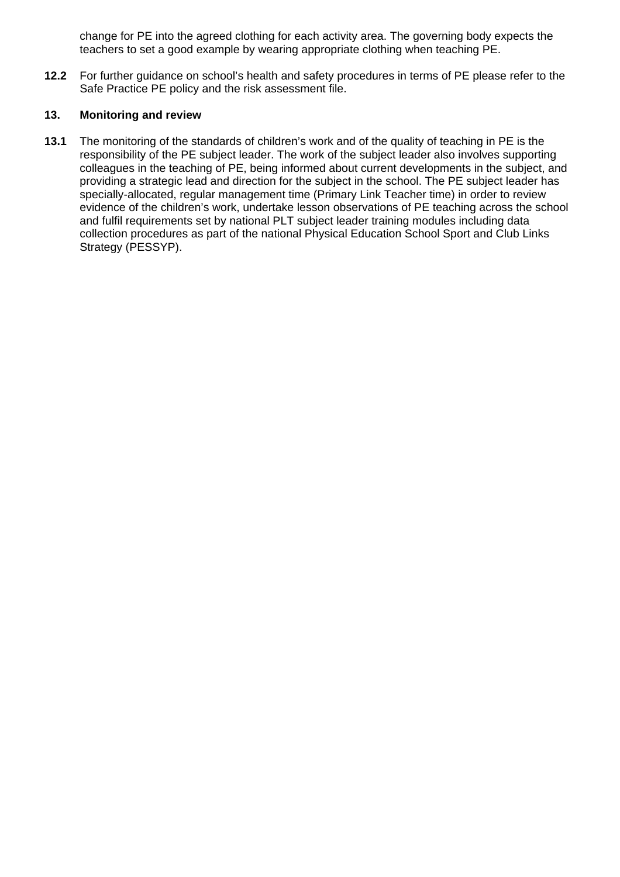change for PE into the agreed clothing for each activity area. The governing body expects the teachers to set a good example by wearing appropriate clothing when teaching PE.

**12.2** For further guidance on school's health and safety procedures in terms of PE please refer to the Safe Practice PE policy and the risk assessment file.

## 13. Monitoring and review

**13.1** The monitoring of the standards of children's work and of the quality of teaching in PE is the responsibility of the PE subject leader. The work of the subject leader also involves supporting colleagues in the teaching of PE, being informed about current developments in the subject, and providing a strategic lead and direction for the subject in the school. The PE subject leader has specially-allocated, regular management time (Primary Link Teacher time) in order to review evidence of the children's work, undertake lesson observations of PE teaching across the school and fulfil requirements set by national PLT subject leader training modules including data collection procedures as part of the national Physical Education School Sport and Club Links Strategy (PESSYP).